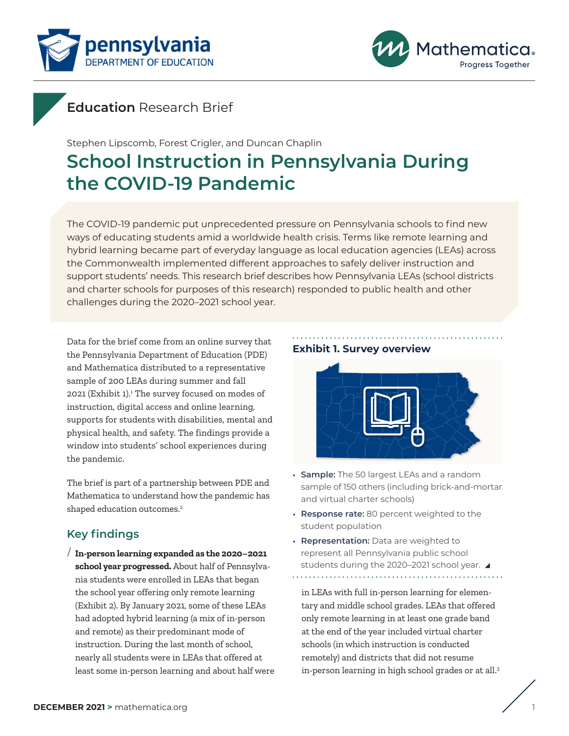# Education Research Brief

Stephen Lipscomb, Forest Crigler, and Duncan Chaplin

# School Instruction in Pennsylvania During the COVID-19 Pandemic

The COVID-19 pandemic put unprecedented pressure on Pennsylvania schools to find new ways of educating students amid a worldwide health crisis. Terms like remote learning and hybrid learning became part of everyday language as local education agencies (LEAs) across the Commonwealth implemented different approaches to safely deliver instruction and support students' needs. This research brief describes how Pennsylvania LEAs (school districts and charter schools for purposes of this research) responded to public health and other challenges during the 2020–2021 school year.

Data for the brief come from an online survey that the Pennsylvania Department of Education (PDE) and Mathematica distributed to a representative sample of 200 LEAs during summer and fall 2021 (Exhibit 1).[1] The survey focused on modes of instruction, digital access and online learning, supports for students with disabilities, mental and physical health, and safety. The findings provide a window into students' school experiences during the pandemic.

The brief is part of a partnership between PDE and Mathematica to understand how the pandemic has shaped education outcomes.[2]

### Exhibit 1. Survey overview

- **Sample:** The 50 largest LEAs and a random sample of 150 others (including brick-and-mortar and virtual charter schools)
- **Response rate:** 80 percent weighted to the student population
- **Representation:** Data are weighted to represent all Pennsylvania public school students during the 2020–2021 school year.

## Key findings

**In-person learning expanded as the 2020–2021 school year progressed.** About half of Pennsylvania students were enrolled in LEAs that began the school year offering only remote learning (Exhibit 2). By January 2021, some of these LEAs had adopted hybrid learning (a mix of in-person and remote) as their predominant mode of instruction. During the last month of school, nearly all students were in LEAs that offered at least some in-person learning and about half were in LEAs with full in-person learning for elementary and middle school grades. LEAs that offered only remote learning in at least one grade band at the end of the year included virtual charter schools (in which instruction is conducted remotely) and districts that did not resume in-person learning in high school grades or at all.[3]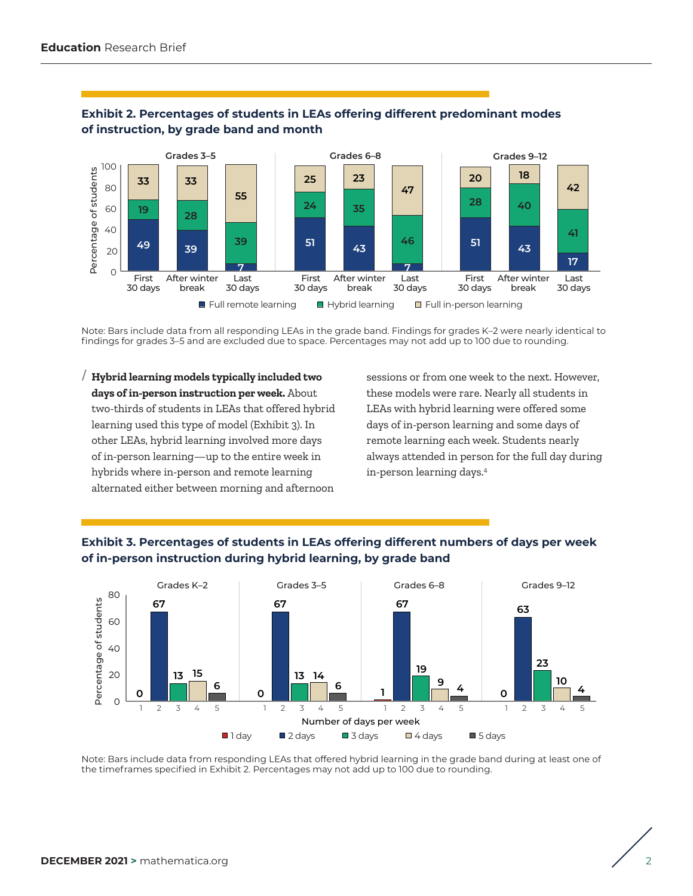### Exhibit 2. Percentages of students in LEAs offering different predominant modes of instruction, by grade band and month

| Grade band | Timeframe | Full remote learning | Hybrid learning | Full in-person learning |
| --- | --- | --- | --- | --- |
| Grades 3–5 | First 30 days | 49 | 19 | 33 |
| Grades 3–5 | After winter break | 39 | 28 | 33 |
| Grades 3–5 | Last 30 days | 7 | 39 | 55 |
| Grades 6–8 | First 30 days | 51 | 24 | 25 |
| Grades 6–8 | After winter break | 43 | 35 | 23 |
| Grades 6–8 | Last 30 days | 7 | 46 | 47 |
| Grades 9–12 | First 30 days | 51 | 28 | 20 |
| Grades 9–12 | After winter break | 43 | 40 | 18 |
| Grades 9–12 | Last 30 days | 17 | 41 | 42 |

Note: Bars include data from all responding LEAs in the grade band. Findings for grades K–2 were nearly identical to findings for grades 3–5 and are excluded due to space. Percentages may not add up to 100 due to rounding.

/ **Hybrid learning models typically included two days of in-person instruction per week.** About two-thirds of students in LEAs that offered hybrid learning used this type of model (Exhibit 3). In other LEAs, hybrid learning involved more days of in-person learning—up to the entire week in hybrids where in-person and remote learning alternated either between morning and afternoon sessions or from one week to the next. However, these models were rare. Nearly all students in LEAs with hybrid learning were offered some days of in-person learning and some days of remote learning each week. Students nearly always attended in person for the full day during in-person learning days.[4]

### Exhibit 3. Percentages of students in LEAs offering different numbers of days per week of in-person instruction during hybrid learning, by grade band

| Grade band | 1 day | 2 days | 3 days | 4 days | 5 days |
| --- | --- | --- | --- | --- | --- |
| Grades K–2 | 0 | 67 | 13 | 15 | 6 |
| Grades 3–5 | 0 | 67 | 13 | 14 | 6 |
| Grades 6–8 | 1 | 67 | 19 | 9 | 4 |
| Grades 9–12 | 0 | 63 | 23 | 10 | 4 |

Note: Bars include data from responding LEAs that offered hybrid learning in the grade band during at least one of the timeframes specified in Exhibit 2. Percentages may not add up to 100 due to rounding.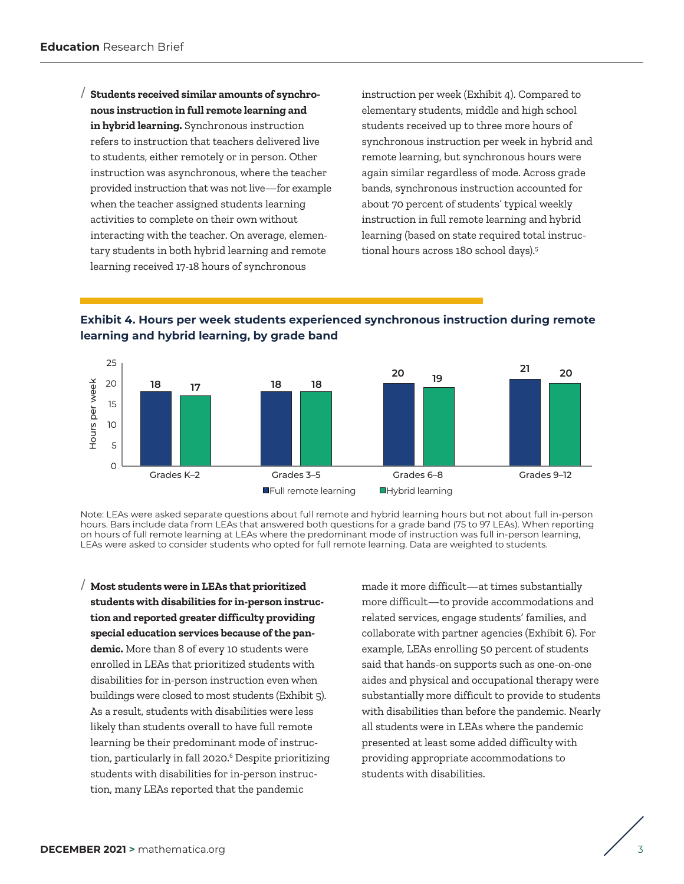**Students received similar amounts of synchronous instruction in full remote learning and in hybrid learning.** Synchronous instruction refers to instruction that teachers delivered live to students, either remotely or in person. Other instruction was asynchronous, where the teacher provided instruction that was not live—for example when the teacher assigned students learning activities to complete on their own without interacting with the teacher. On average, elementary students in both hybrid learning and remote learning received 17-18 hours of synchronous instruction per week (Exhibit 4). Compared to elementary students, middle and high school students received up to three more hours of synchronous instruction per week in hybrid and remote learning, but synchronous hours were again similar regardless of mode. Across grade bands, synchronous instruction accounted for about 70 percent of students' typical weekly instruction in full remote learning and hybrid learning (based on state required total instructional hours across 180 school days).[5]

**Exhibit 4. Hours per week students experienced synchronous instruction during remote learning and hybrid learning, by grade band**

| Grade band | Full remote learning | Hybrid learning |
|---|---|---|
| Grades K–2 | 18 | 17 |
| Grades 3–5 | 18 | 18 |
| Grades 6–8 | 20 | 19 |
| Grades 9–12 | 21 | 20 |

Note: LEAs were asked separate questions about full remote and hybrid learning hours but not about full in-person hours. Bars include data from LEAs that answered both questions for a grade band (75 to 97 LEAs). When reporting on hours of full remote learning at LEAs where the predominant mode of instruction was full in-person learning, LEAs were asked to consider students who opted for full remote learning. Data are weighted to students.

**Most students were in LEAs that prioritized students with disabilities for in-person instruction and reported greater difficulty providing special education services because of the pandemic.** More than 8 of every 10 students were enrolled in LEAs that prioritized students with disabilities for in-person instruction even when buildings were closed to most students (Exhibit 5). As a result, students with disabilities were less likely than students overall to have full remote learning be their predominant mode of instruction, particularly in fall 2020.[6] Despite prioritizing students with disabilities for in-person instruction, many LEAs reported that the pandemic made it more difficult—at times substantially more difficult—to provide accommodations and related services, engage students' families, and collaborate with partner agencies (Exhibit 6). For example, LEAs enrolling 50 percent of students said that hands-on supports such as one-on-one aides and physical and occupational therapy were substantially more difficult to provide to students with disabilities than before the pandemic. Nearly all students were in LEAs where the pandemic presented at least some added difficulty with providing appropriate accommodations to students with disabilities.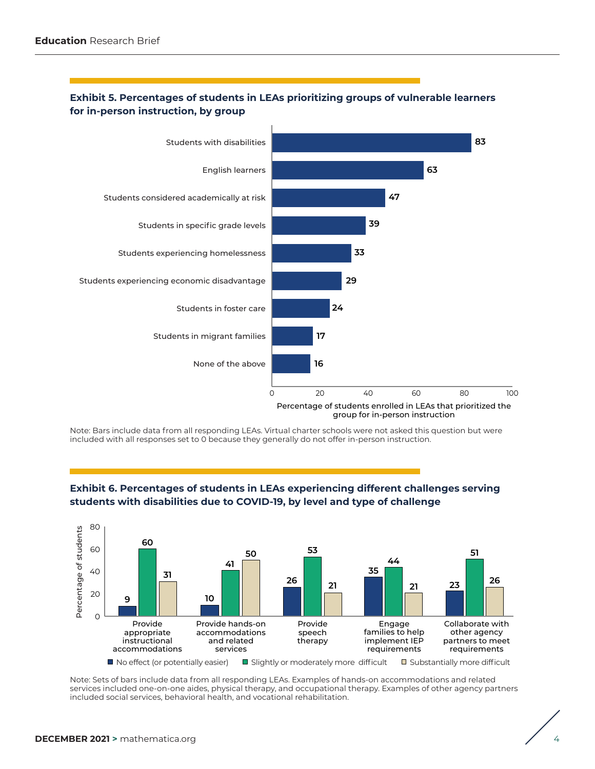**Exhibit 5. Percentages of students in LEAs prioritizing groups of vulnerable learners for in-person instruction, by group**

| Group | Percentage of students enrolled in LEAs that prioritized the group for in-person instruction |
| --- | --- |
| Students with disabilities | 83 |
| English learners | 63 |
| Students considered academically at risk | 47 |
| Students in specific grade levels | 39 |
| Students experiencing homelessness | 33 |
| Students experiencing economic disadvantage | 29 |
| Students in foster care | 24 |
| Students in migrant families | 17 |
| None of the above | 16 |

Note: Bars include data from all responding LEAs. Virtual charter schools were not asked this question but were included with all responses set to 0 because they generally do not offer in-person instruction.

**Exhibit 6. Percentages of students in LEAs experiencing different challenges serving students with disabilities due to COVID-19, by level and type of challenge**

| Challenge | No effect (or potentially easier) | Slightly or moderately more difficult | Substantially more difficult |
| --- | --- | --- | --- |
| Provide appropriate instructional accommodations | 9 | 60 | 31 |
| Provide hands-on accommodations and related services | 10 | 41 | 50 |
| Provide speech therapy | 26 | 53 | 21 |
| Engage families to help implement IEP requirements | 35 | 44 | 21 |
| Collaborate with other agency partners to meet requirements | 23 | 51 | 26 |

Note: Sets of bars include data from all responding LEAs. Examples of hands-on accommodations and related services included one-on-one aides, physical therapy, and occupational therapy. Examples of other agency partners included social services, behavioral health, and vocational rehabilitation.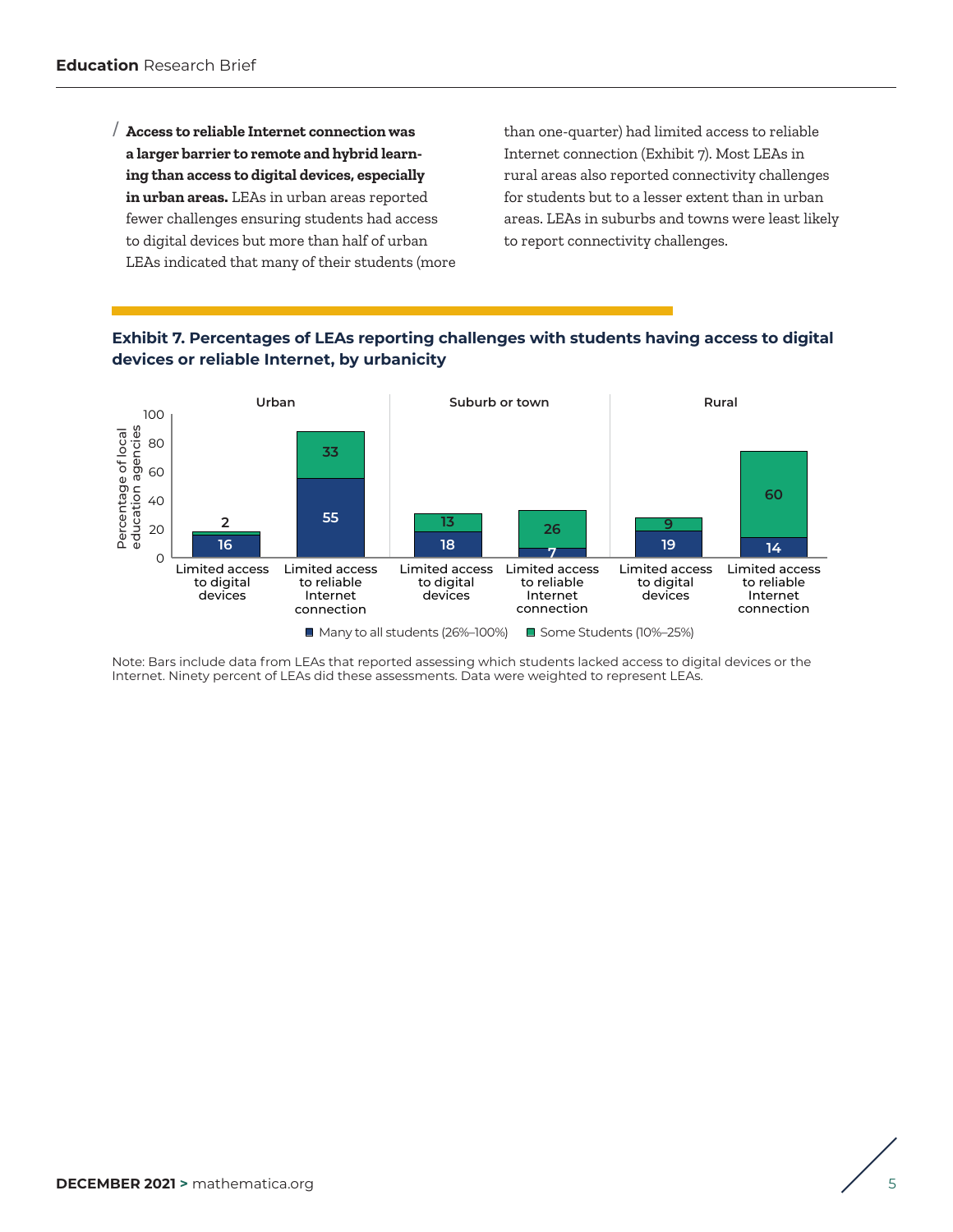**Access to reliable Internet connection was a larger barrier to remote and hybrid learning than access to digital devices, especially in urban areas.** LEAs in urban areas reported fewer challenges ensuring students had access to digital devices but more than half of urban LEAs indicated that many of their students (more than one-quarter) had limited access to reliable Internet connection (Exhibit 7). Most LEAs in rural areas also reported connectivity challenges for students but to a lesser extent than in urban areas. LEAs in suburbs and towns were least likely to report connectivity challenges.

### Exhibit 7. Percentages of LEAs reporting challenges with students having access to digital devices or reliable Internet, by urbanicity

| Urbanicity | Measure | Many to all students (26%–100%) | Some Students (10%–25%) |
|---|---|---|---|
| Urban | Limited access to digital devices | 16 | 2 |
| Urban | Limited access to reliable Internet connection | 55 | 33 |
| Suburb or town | Limited access to digital devices | 18 | 13 |
| Suburb or town | Limited access to reliable Internet connection | 7 | 26 |
| Rural | Limited access to digital devices | 19 | 9 |
| Rural | Limited access to reliable Internet connection | 14 | 60 |

Note: Bars include data from LEAs that reported assessing which students lacked access to digital devices or the Internet. Ninety percent of LEAs did these assessments. Data were weighted to represent LEAs.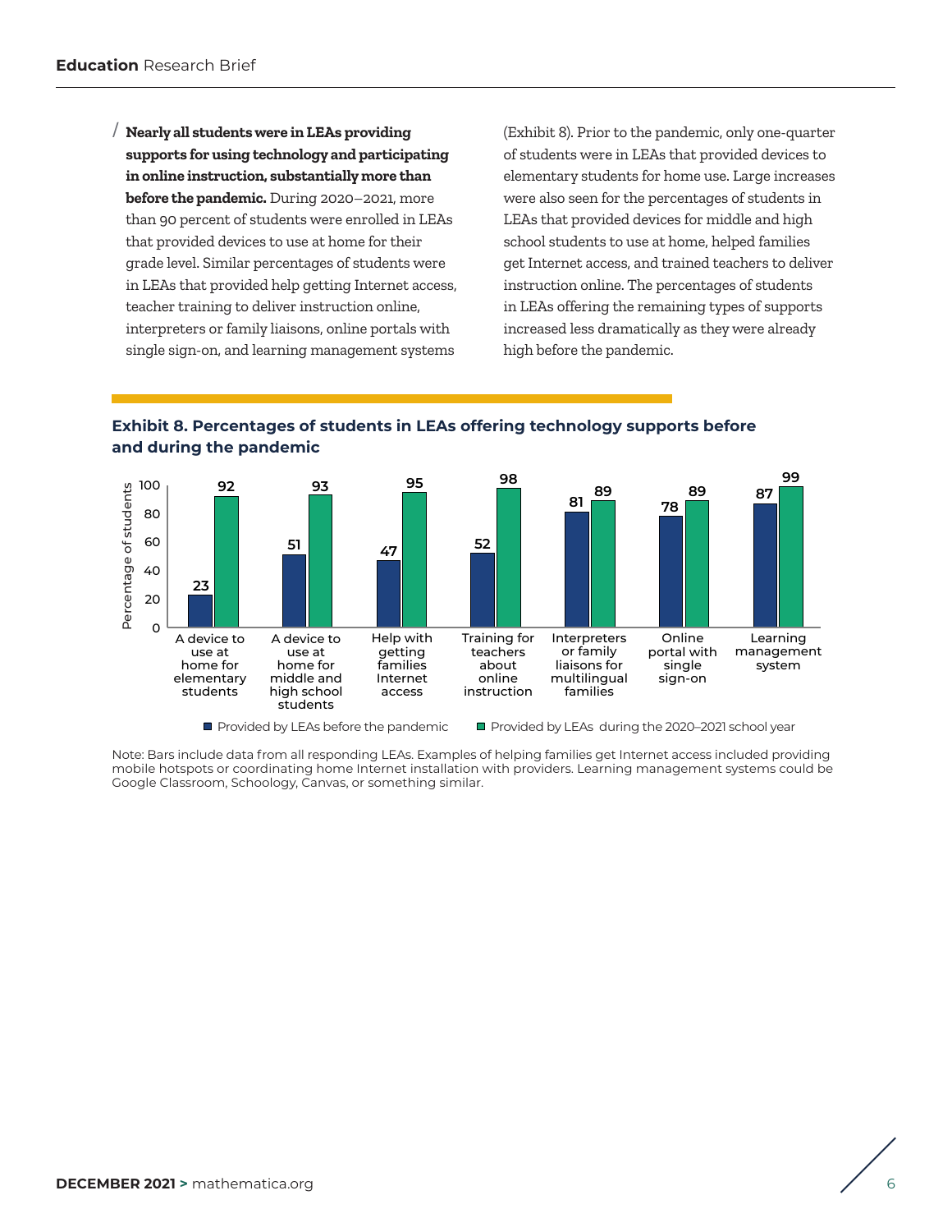**Nearly all students were in LEAs providing supports for using technology and participating in online instruction, substantially more than before the pandemic.** During 2020–2021, more than 90 percent of students were enrolled in LEAs that provided devices to use at home for their grade level. Similar percentages of students were in LEAs that provided help getting Internet access, teacher training to deliver instruction online, interpreters or family liaisons, online portals with single sign-on, and learning management systems (Exhibit 8). Prior to the pandemic, only one-quarter of students were in LEAs that provided devices to elementary students for home use. Large increases were also seen for the percentages of students in LEAs that provided devices for middle and high school students to use at home, helped families get Internet access, and trained teachers to deliver instruction online. The percentages of students in LEAs offering the remaining types of supports increased less dramatically as they were already high before the pandemic.

**Exhibit 8. Percentages of students in LEAs offering technology supports before and during the pandemic**

| Technology support | Provided by LEAs before the pandemic | Provided by LEAs during the 2020–2021 school year |
| --- | --- | --- |
| A device to use at home for elementary students | 23 | 92 |
| A device to use at home for middle and high school students | 51 | 93 |
| Help with getting families Internet access | 47 | 95 |
| Training for teachers about online instruction | 52 | 98 |
| Interpreters or family liaisons for multilingual families | 81 | 89 |
| Online portal with single sign-on | 78 | 89 |
| Learning management system | 87 | 99 |

Note: Bars include data from all responding LEAs. Examples of helping families get Internet access included providing mobile hotspots or coordinating home Internet installation with providers. Learning management systems could be Google Classroom, Schoology, Canvas, or something similar.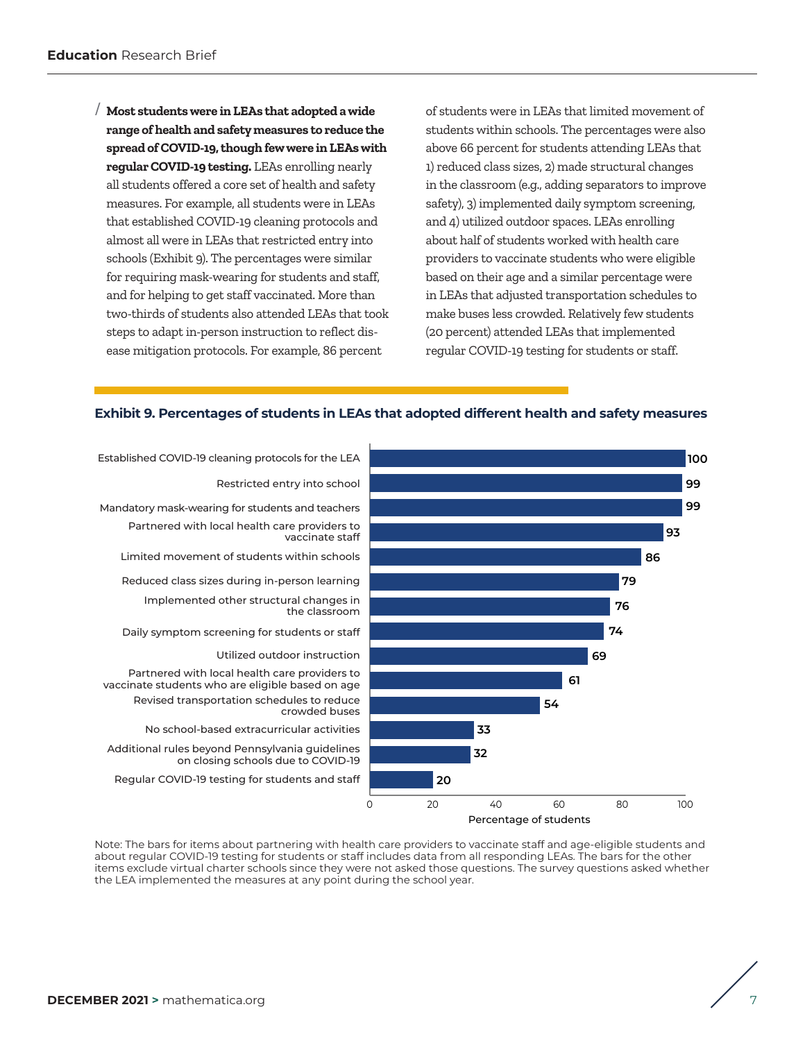**Most students were in LEAs that adopted a wide range of health and safety measures to reduce the spread of COVID-19, though few were in LEAs with regular COVID-19 testing.** LEAs enrolling nearly all students offered a core set of health and safety measures. For example, all students were in LEAs that established COVID-19 cleaning protocols and almost all were in LEAs that restricted entry into schools (Exhibit 9). The percentages were similar for requiring mask-wearing for students and staff, and for helping to get staff vaccinated. More than two-thirds of students also attended LEAs that took steps to adapt in-person instruction to reflect disease mitigation protocols. For example, 86 percent of students were in LEAs that limited movement of students within schools. The percentages were also above 66 percent for students attending LEAs that 1) reduced class sizes, 2) made structural changes in the classroom (e.g., adding separators to improve safety), 3) implemented daily symptom screening, and 4) utilized outdoor spaces. LEAs enrolling about half of students worked with health care providers to vaccinate students who were eligible based on their age and a similar percentage were in LEAs that adjusted transportation schedules to make buses less crowded. Relatively few students (20 percent) attended LEAs that implemented regular COVID-19 testing for students or staff.

**Exhibit 9. Percentages of students in LEAs that adopted different health and safety measures**

| Health and safety measure | Percentage of students |
| --- | --- |
| Established COVID-19 cleaning protocols for the LEA | 100 |
| Restricted entry into school | 99 |
| Mandatory mask-wearing for students and teachers | 99 |
| Partnered with local health care providers to vaccinate staff | 93 |
| Limited movement of students within schools | 86 |
| Reduced class sizes during in-person learning | 79 |
| Implemented other structural changes in the classroom | 76 |
| Daily symptom screening for students or staff | 74 |
| Utilized outdoor instruction | 69 |
| Partnered with local health care providers to vaccinate students who are eligible based on age | 61 |
| Revised transportation schedules to reduce crowded buses | 54 |
| No school-based extracurricular activities | 33 |
| Additional rules beyond Pennsylvania guidelines on closing schools due to COVID-19 | 32 |
| Regular COVID-19 testing for students and staff | 20 |

Note: The bars for items about partnering with health care providers to vaccinate staff and age-eligible students and about regular COVID-19 testing for students or staff includes data from all responding LEAs. The bars for the other items exclude virtual charter schools since they were not asked those questions. The survey questions asked whether the LEA implemented the measures at any point during the school year.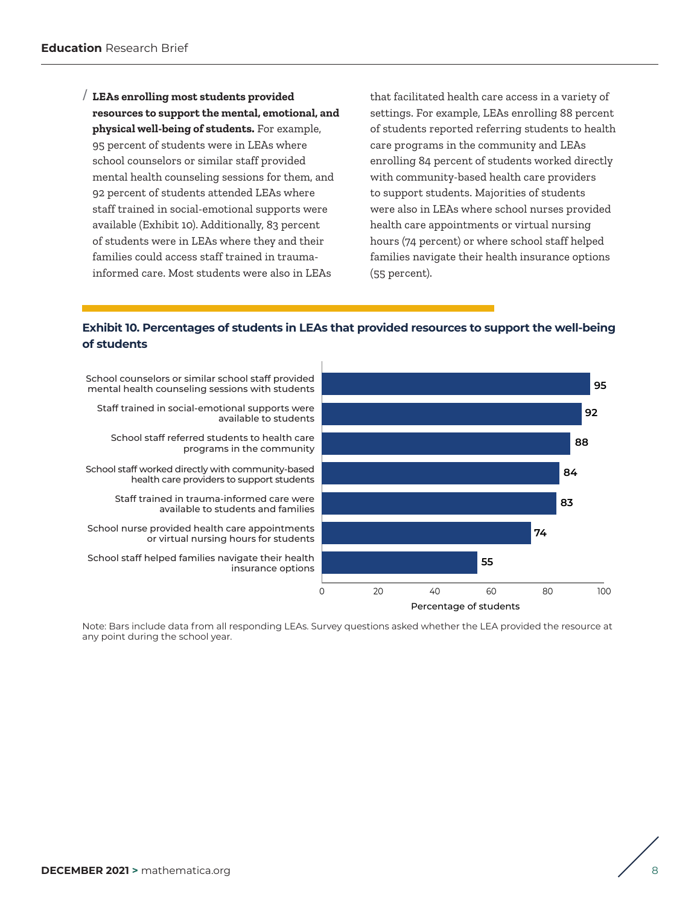/ **LEAs enrolling most students provided resources to support the mental, emotional, and physical well-being of students.** For example, 95 percent of students were in LEAs where school counselors or similar staff provided mental health counseling sessions for them, and 92 percent of students attended LEAs where staff trained in social-emotional supports were available (Exhibit 10). Additionally, 83 percent of students were in LEAs where they and their families could access staff trained in trauma-informed care. Most students were also in LEAs that facilitated health care access in a variety of settings. For example, LEAs enrolling 88 percent of students reported referring students to health care programs in the community and LEAs enrolling 84 percent of students worked directly with community-based health care providers to support students. Majorities of students were also in LEAs where school nurses provided health care appointments or virtual nursing hours (74 percent) or where school staff helped families navigate their health insurance options (55 percent).

**Exhibit 10. Percentages of students in LEAs that provided resources to support the well-being of students**

| Resource | Percentage of students |
|---|---|
| School counselors or similar school staff provided mental health counseling sessions with students | 95 |
| Staff trained in social-emotional supports were available to students | 92 |
| School staff referred students to health care programs in the community | 88 |
| School staff worked directly with community-based health care providers to support students | 84 |
| Staff trained in trauma-informed care were available to students and families | 83 |
| School nurse provided health care appointments or virtual nursing hours for students | 74 |
| School staff helped families navigate their health insurance options | 55 |

Note: Bars include data from all responding LEAs. Survey questions asked whether the LEA provided the resource at any point during the school year.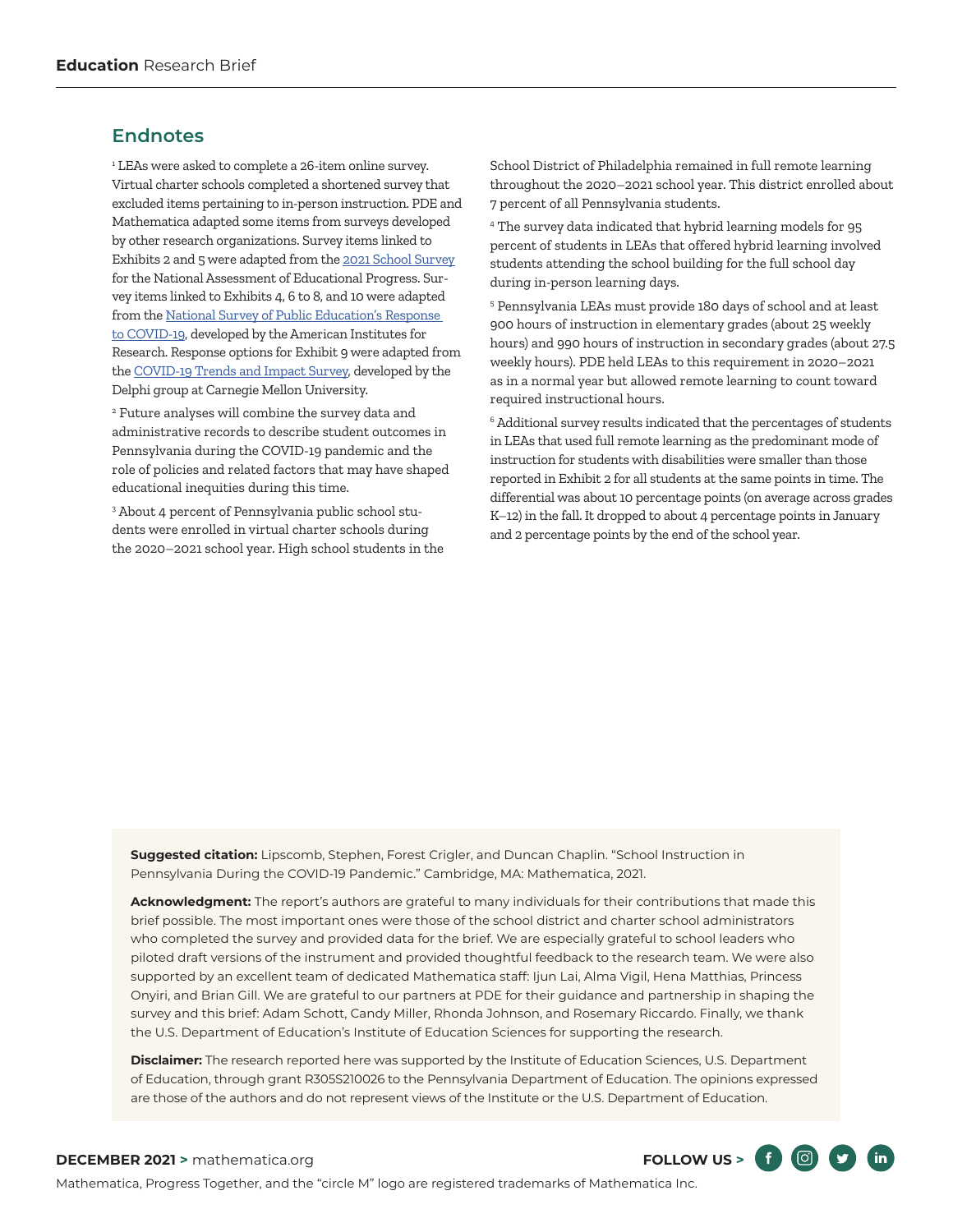## Endnotes

[1] LEAs were asked to complete a 26-item online survey. Virtual charter schools completed a shortened survey that excluded items pertaining to in-person instruction. PDE and Mathematica adapted some items from surveys developed by other research organizations. Survey items linked to Exhibits 2 and 5 were adapted from the 2021 School Survey for the National Assessment of Educational Progress. Survey items linked to Exhibits 4, 6 to 8, and 10 were adapted from the National Survey of Public Education's Response to COVID-19, developed by the American Institutes for Research. Response options for Exhibit 9 were adapted from the COVID-19 Trends and Impact Survey, developed by the Delphi group at Carnegie Mellon University.

[2] Future analyses will combine the survey data and administrative records to describe student outcomes in Pennsylvania during the COVID-19 pandemic and the role of policies and related factors that may have shaped educational inequities during this time.

[3] About 4 percent of Pennsylvania public school students were enrolled in virtual charter schools during the 2020–2021 school year. High school students in the School District of Philadelphia remained in full remote learning throughout the 2020–2021 school year. This district enrolled about 7 percent of all Pennsylvania students.

[4] The survey data indicated that hybrid learning models for 95 percent of students in LEAs that offered hybrid learning involved students attending the school building for the full school day during in-person learning days.

[5] Pennsylvania LEAs must provide 180 days of school and at least 900 hours of instruction in elementary grades (about 25 weekly hours) and 990 hours of instruction in secondary grades (about 27.5 weekly hours). PDE held LEAs to this requirement in 2020–2021 as in a normal year but allowed remote learning to count toward required instructional hours.

[6] Additional survey results indicated that the percentages of students in LEAs that used full remote learning as the predominant mode of instruction for students with disabilities were smaller than those reported in Exhibit 2 for all students at the same points in time. The differential was about 10 percentage points (on average across grades K–12) in the fall. It dropped to about 4 percentage points in January and 2 percentage points by the end of the school year.

**Suggested citation:** Lipscomb, Stephen, Forest Crigler, and Duncan Chaplin. "School Instruction in Pennsylvania During the COVID-19 Pandemic." Cambridge, MA: Mathematica, 2021.

**Acknowledgment:** The report's authors are grateful to many individuals for their contributions that made this brief possible. The most important ones were those of the school district and charter school administrators who completed the survey and provided data for the brief. We are especially grateful to school leaders who piloted draft versions of the instrument and provided thoughtful feedback to the research team. We were also supported by an excellent team of dedicated Mathematica staff: Ijun Lai, Alma Vigil, Hena Matthias, Princess Onyiri, and Brian Gill. We are grateful to our partners at PDE for their guidance and partnership in shaping the survey and this brief: Adam Schott, Candy Miller, Rhonda Johnson, and Rosemary Riccardo. Finally, we thank the U.S. Department of Education's Institute of Education Sciences for supporting the research.

**Disclaimer:** The research reported here was supported by the Institute of Education Sciences, U.S. Department of Education, through grant R305S210026 to the Pennsylvania Department of Education. The opinions expressed are those of the authors and do not represent views of the Institute or the U.S. Department of Education.

**DECEMBER 2021 >** mathematica.org

**FOLLOW US >**

Mathematica, Progress Together, and the "circle M" logo are registered trademarks of Mathematica Inc.